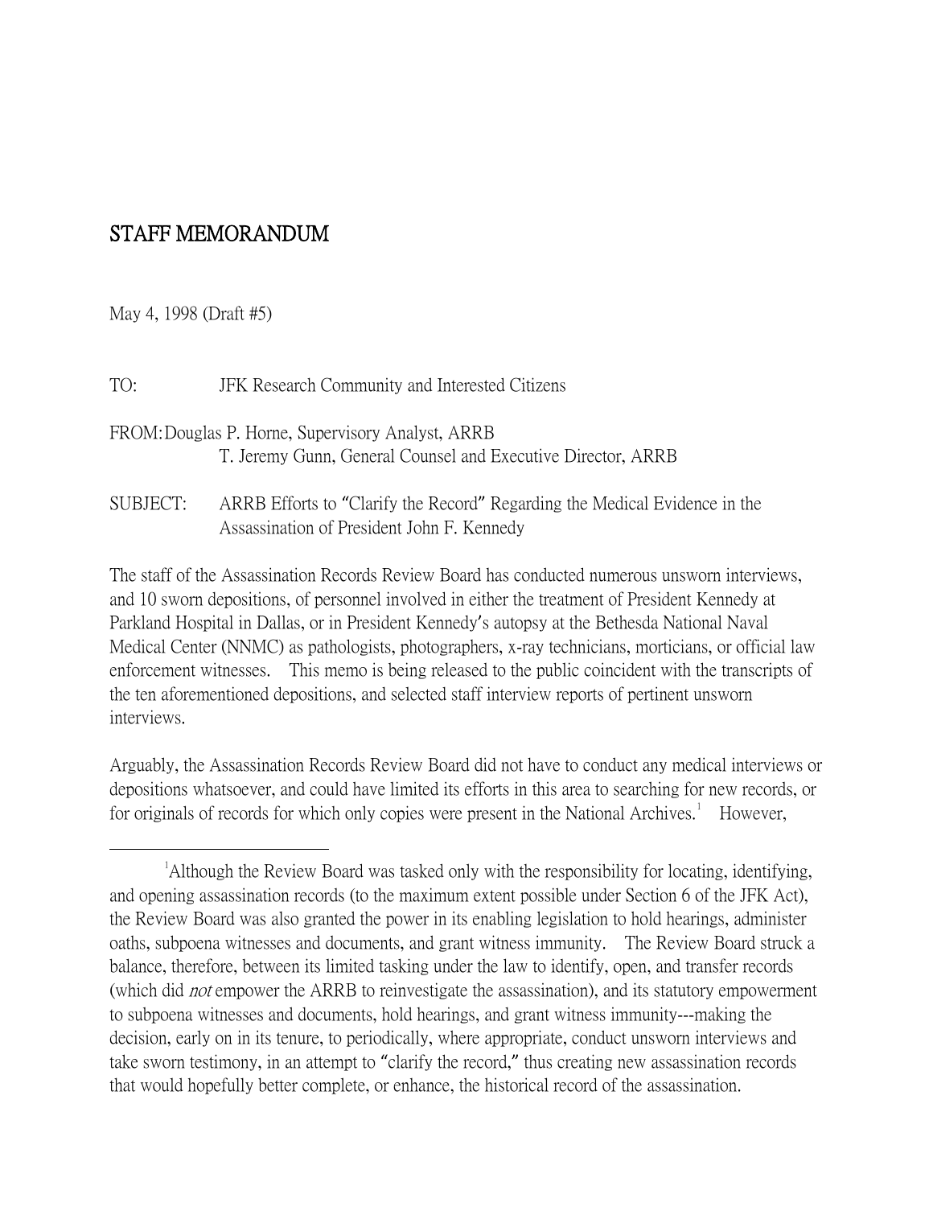# STAFF MEMORANDUM

May 4, 1998 (Draft #5)

TO: JFK Research Community and Interested Citizens

FROM: Douglas P. Horne, Supervisory Analyst, ARRB
T. Jeremy Gunn, General Counsel and Executive Director, ARRB

SUBJECT: ARRB Efforts to "Clarify the Record" Regarding the Medical Evidence in the Assassination of President John F. Kennedy

The staff of the Assassination Records Review Board has conducted numerous unsworn interviews, and 10 sworn depositions, of personnel involved in either the treatment of President Kennedy at Parkland Hospital in Dallas, or in President Kennedy's autopsy at the Bethesda National Naval Medical Center (NNMC) as pathologists, photographers, x-ray technicians, morticians, or official law enforcement witnesses. This memo is being released to the public coincident with the transcripts of the ten aforementioned depositions, and selected staff interview reports of pertinent unsworn interviews.

Arguably, the Assassination Records Review Board did not have to conduct any medical interviews or depositions whatsoever, and could have limited its efforts in this area to searching for new records, or for originals of records for which only copies were present in the National Archives.[1] However,

[1]Although the Review Board was tasked only with the responsibility for locating, identifying, and opening assassination records (to the maximum extent possible under Section 6 of the JFK Act), the Review Board was also granted the power in its enabling legislation to hold hearings, administer oaths, subpoena witnesses and documents, and grant witness immunity. The Review Board struck a balance, therefore, between its limited tasking under the law to identify, open, and transfer records (which did *not* empower the ARRB to reinvestigate the assassination), and its statutory empowerment to subpoena witnesses and documents, hold hearings, and grant witness immunity---making the decision, early on in its tenure, to periodically, where appropriate, conduct unsworn interviews and take sworn testimony, in an attempt to "clarify the record," thus creating new assassination records that would hopefully better complete, or enhance, the historical record of the assassination.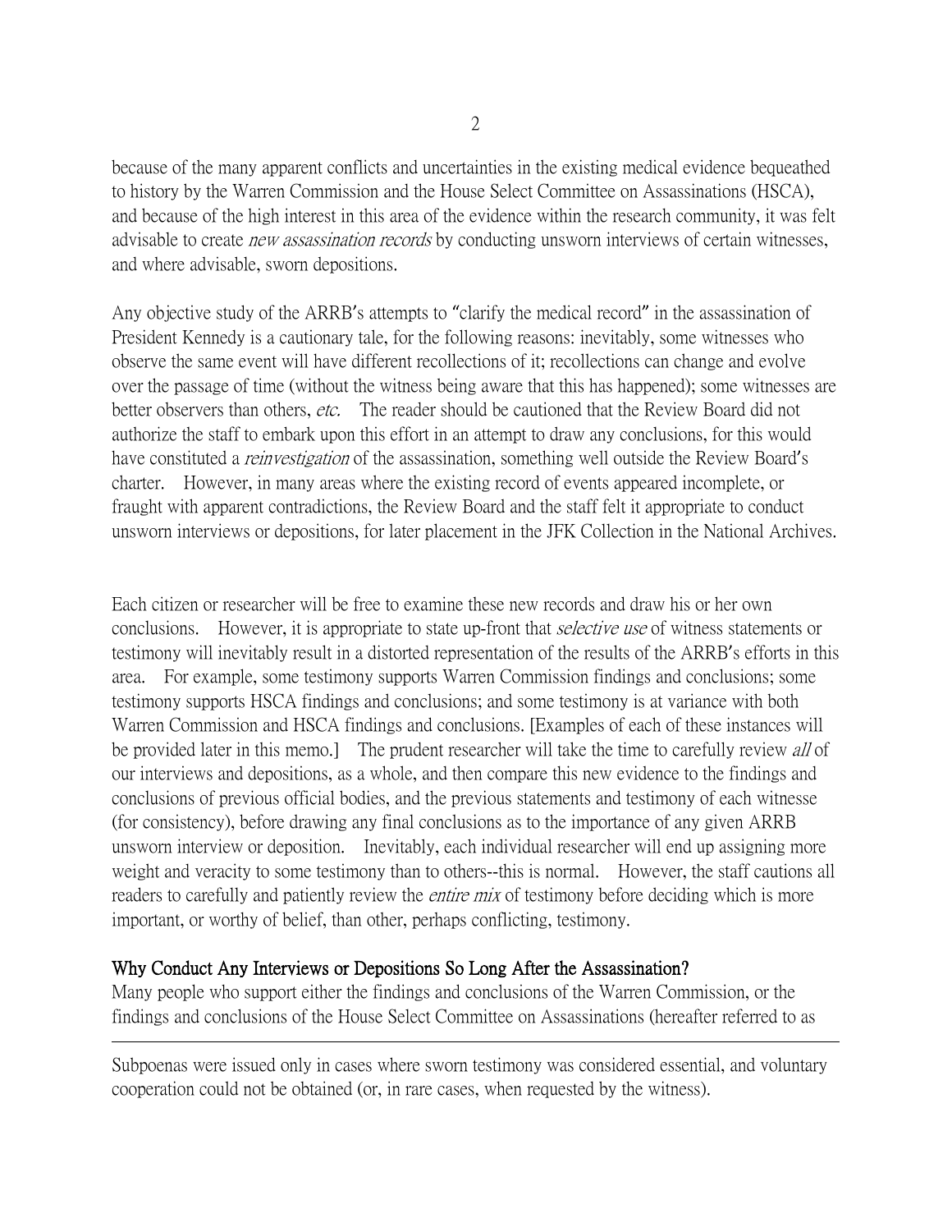because of the many apparent conflicts and uncertainties in the existing medical evidence bequeathed to history by the Warren Commission and the House Select Committee on Assassinations (HSCA), and because of the high interest in this area of the evidence within the research community, it was felt advisable to create *new assassination records* by conducting unsworn interviews of certain witnesses, and where advisable, sworn depositions.

Any objective study of the ARRB's attempts to "clarify the medical record" in the assassination of President Kennedy is a cautionary tale, for the following reasons: inevitably, some witnesses who observe the same event will have different recollections of it; recollections can change and evolve over the passage of time (without the witness being aware that this has happened); some witnesses are better observers than others, *etc.* The reader should be cautioned that the Review Board did not authorize the staff to embark upon this effort in an attempt to draw any conclusions, for this would have constituted a *reinvestigation* of the assassination, something well outside the Review Board's charter. However, in many areas where the existing record of events appeared incomplete, or fraught with apparent contradictions, the Review Board and the staff felt it appropriate to conduct unsworn interviews or depositions, for later placement in the JFK Collection in the National Archives.

Each citizen or researcher will be free to examine these new records and draw his or her own conclusions. However, it is appropriate to state up-front that *selective use* of witness statements or testimony will inevitably result in a distorted representation of the results of the ARRB's efforts in this area. For example, some testimony supports Warren Commission findings and conclusions; some testimony supports HSCA findings and conclusions; and some testimony is at variance with both Warren Commission and HSCA findings and conclusions. [Examples of each of these instances will be provided later in this memo.] The prudent researcher will take the time to carefully review *all* of our interviews and depositions, as a whole, and then compare this new evidence to the findings and conclusions of previous official bodies, and the previous statements and testimony of each witnesse (for consistency), before drawing any final conclusions as to the importance of any given ARRB unsworn interview or deposition. Inevitably, each individual researcher will end up assigning more weight and veracity to some testimony than to others--this is normal. However, the staff cautions all readers to carefully and patiently review the *entire mix* of testimony before deciding which is more important, or worthy of belief, than other, perhaps conflicting, testimony.

## Why Conduct Any Interviews or Depositions So Long After the Assassination?

Many people who support either the findings and conclusions of the Warren Commission, or the findings and conclusions of the House Select Committee on Assassinations (hereafter referred to as

---

Subpoenas were issued only in cases where sworn testimony was considered essential, and voluntary cooperation could not be obtained (or, in rare cases, when requested by the witness).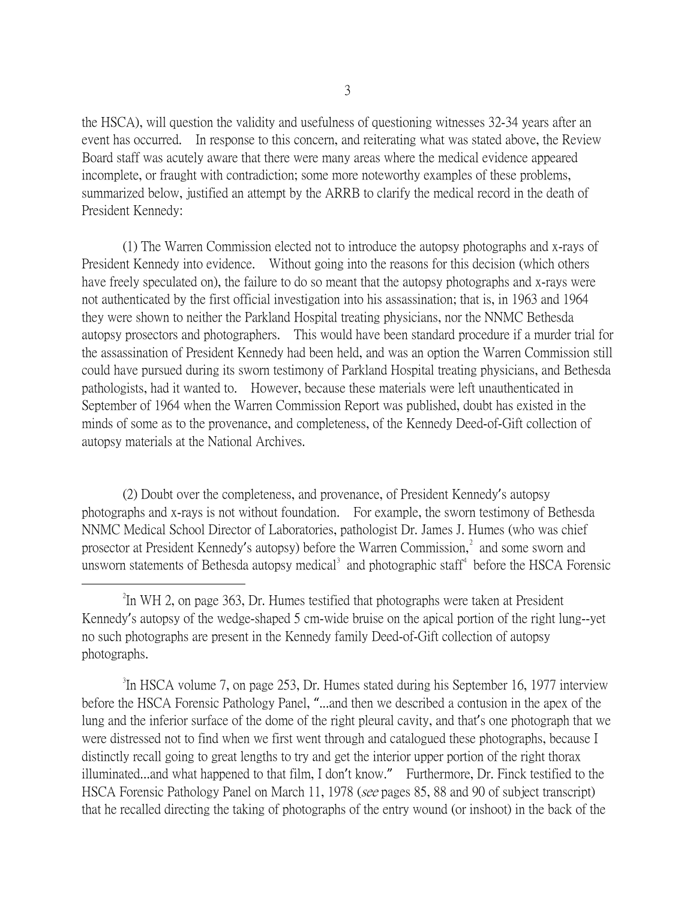the HSCA), will question the validity and usefulness of questioning witnesses 32-34 years after an event has occurred. In response to this concern, and reiterating what was stated above, the Review Board staff was acutely aware that there were many areas where the medical evidence appeared incomplete, or fraught with contradiction; some more noteworthy examples of these problems, summarized below, justified an attempt by the ARRB to clarify the medical record in the death of President Kennedy:

(1) The Warren Commission elected not to introduce the autopsy photographs and x-rays of President Kennedy into evidence. Without going into the reasons for this decision (which others have freely speculated on), the failure to do so meant that the autopsy photographs and x-rays were not authenticated by the first official investigation into his assassination; that is, in 1963 and 1964 they were shown to neither the Parkland Hospital treating physicians, nor the NNMC Bethesda autopsy prosectors and photographers. This would have been standard procedure if a murder trial for the assassination of President Kennedy had been held, and was an option the Warren Commission still could have pursued during its sworn testimony of Parkland Hospital treating physicians, and Bethesda pathologists, had it wanted to. However, because these materials were left unauthenticated in September of 1964 when the Warren Commission Report was published, doubt has existed in the minds of some as to the provenance, and completeness, of the Kennedy Deed-of-Gift collection of autopsy materials at the National Archives.

(2) Doubt over the completeness, and provenance, of President Kennedy's autopsy photographs and x-rays is not without foundation. For example, the sworn testimony of Bethesda NNMC Medical School Director of Laboratories, pathologist Dr. James J. Humes (who was chief prosector at President Kennedy's autopsy) before the Warren Commission,[2] and some sworn and unsworn statements of Bethesda autopsy medical[3] and photographic staff[4] before the HSCA Forensic

---

[2]In WH 2, on page 363, Dr. Humes testified that photographs were taken at President Kennedy's autopsy of the wedge-shaped 5 cm-wide bruise on the apical portion of the right lung--yet no such photographs are present in the Kennedy family Deed-of-Gift collection of autopsy photographs.

[3]In HSCA volume 7, on page 253, Dr. Humes stated during his September 16, 1977 interview before the HSCA Forensic Pathology Panel, "...and then we described a contusion in the apex of the lung and the inferior surface of the dome of the right pleural cavity, and that's one photograph that we were distressed not to find when we first went through and catalogued these photographs, because I distinctly recall going to great lengths to try and get the interior upper portion of the right thorax illuminated...and what happened to that film, I don't know." Furthermore, Dr. Finck testified to the HSCA Forensic Pathology Panel on March 11, 1978 (*see* pages 85, 88 and 90 of subject transcript) that he recalled directing the taking of photographs of the entry wound (or inshoot) in the back of the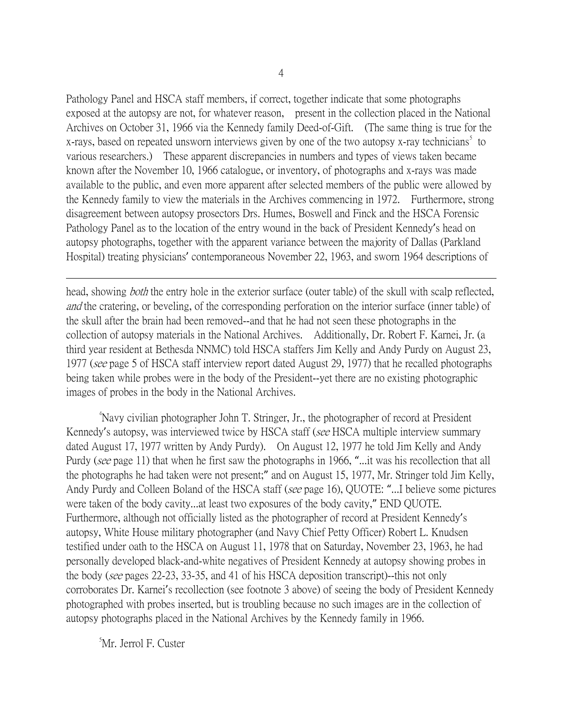Pathology Panel and HSCA staff members, if correct, together indicate that some photographs exposed at the autopsy are not, for whatever reason, present in the collection placed in the National Archives on October 31, 1966 via the Kennedy family Deed-of-Gift. (The same thing is true for the x-rays, based on repeated unsworn interviews given by one of the two autopsy x-ray technicians[5] to various researchers.) These apparent discrepancies in numbers and types of views taken became known after the November 10, 1966 catalogue, or inventory, of photographs and x-rays was made available to the public, and even more apparent after selected members of the public were allowed by the Kennedy family to view the materials in the Archives commencing in 1972. Furthermore, strong disagreement between autopsy prosectors Drs. Humes, Boswell and Finck and the HSCA Forensic Pathology Panel as to the location of the entry wound in the back of President Kennedy's head on autopsy photographs, together with the apparent variance between the majority of Dallas (Parkland Hospital) treating physicians' contemporaneous November 22, 1963, and sworn 1964 descriptions of

---

head, showing *both* the entry hole in the exterior surface (outer table) of the skull with scalp reflected, *and* the cratering, or beveling, of the corresponding perforation on the interior surface (inner table) of the skull after the brain had been removed--and that he had not seen these photographs in the collection of autopsy materials in the National Archives. Additionally, Dr. Robert F. Karnei, Jr. (a third year resident at Bethesda NNMC) told HSCA staffers Jim Kelly and Andy Purdy on August 23, 1977 (*see* page 5 of HSCA staff interview report dated August 29, 1977) that he recalled photographs being taken while probes were in the body of the President--yet there are no existing photographic images of probes in the body in the National Archives.

[4] Navy civilian photographer John T. Stringer, Jr., the photographer of record at President Kennedy's autopsy, was interviewed twice by HSCA staff (*see* HSCA multiple interview summary dated August 17, 1977 written by Andy Purdy). On August 12, 1977 he told Jim Kelly and Andy Purdy (*see* page 11) that when he first saw the photographs in 1966, "...it was his recollection that all the photographs he had taken were not present;" and on August 15, 1977, Mr. Stringer told Jim Kelly, Andy Purdy and Colleen Boland of the HSCA staff (*see* page 16), QUOTE: "...I believe some pictures were taken of the body cavity...at least two exposures of the body cavity," END QUOTE. Furthermore, although not officially listed as the photographer of record at President Kennedy's autopsy, White House military photographer (and Navy Chief Petty Officer) Robert L. Knudsen testified under oath to the HSCA on August 11, 1978 that on Saturday, November 23, 1963, he had personally developed black-and-white negatives of President Kennedy at autopsy showing probes in the body (*see* pages 22-23, 33-35, and 41 of his HSCA deposition transcript)--this not only corroborates Dr. Karnei's recollection (see footnote 3 above) of seeing the body of President Kennedy photographed with probes inserted, but is troubling because no such images are in the collection of autopsy photographs placed in the National Archives by the Kennedy family in 1966.

[5] Mr. Jerrol F. Custer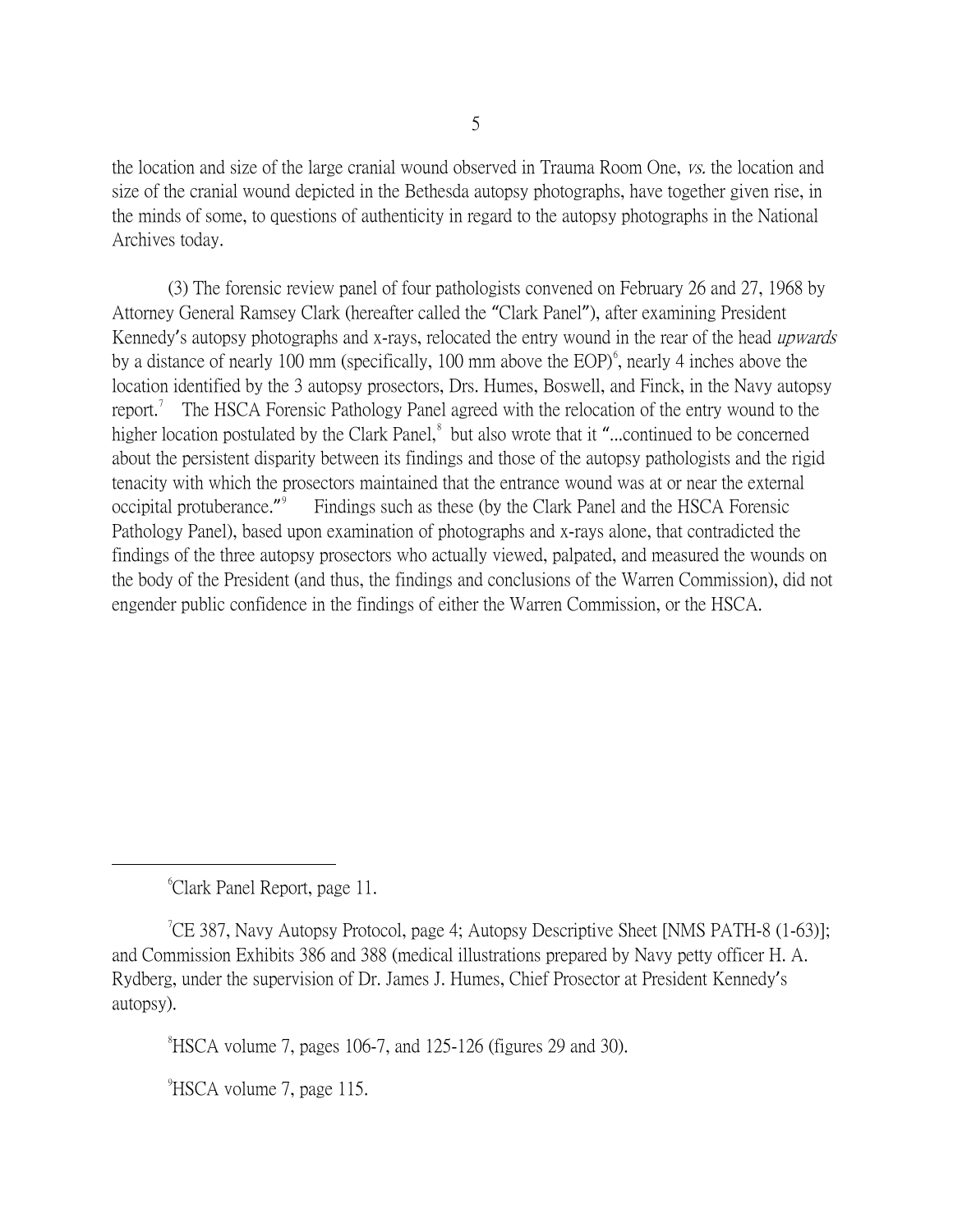the location and size of the large cranial wound observed in Trauma Room One, *vs.* the location and size of the cranial wound depicted in the Bethesda autopsy photographs, have together given rise, in the minds of some, to questions of authenticity in regard to the autopsy photographs in the National Archives today.

(3) The forensic review panel of four pathologists convened on February 26 and 27, 1968 by Attorney General Ramsey Clark (hereafter called the "Clark Panel"), after examining President Kennedy's autopsy photographs and x-rays, relocated the entry wound in the rear of the head *upwards* by a distance of nearly 100 mm (specifically, 100 mm above the EOP)[6], nearly 4 inches above the location identified by the 3 autopsy prosectors, Drs. Humes, Boswell, and Finck, in the Navy autopsy report.[7] The HSCA Forensic Pathology Panel agreed with the relocation of the entry wound to the higher location postulated by the Clark Panel,[8] but also wrote that it "...continued to be concerned about the persistent disparity between its findings and those of the autopsy pathologists and the rigid tenacity with which the prosectors maintained that the entrance wound was at or near the external occipital protuberance."[9] Findings such as these (by the Clark Panel and the HSCA Forensic Pathology Panel), based upon examination of photographs and x-rays alone, that contradicted the findings of the three autopsy prosectors who actually viewed, palpated, and measured the wounds on the body of the President (and thus, the findings and conclusions of the Warren Commission), did not engender public confidence in the findings of either the Warren Commission, or the HSCA.

---

[6] Clark Panel Report, page 11.

[7] CE 387, Navy Autopsy Protocol, page 4; Autopsy Descriptive Sheet [NMS PATH-8 (1-63)]; and Commission Exhibits 386 and 388 (medical illustrations prepared by Navy petty officer H. A. Rydberg, under the supervision of Dr. James J. Humes, Chief Prosector at President Kennedy's autopsy).

[8] HSCA volume 7, pages 106-7, and 125-126 (figures 29 and 30).

[9] HSCA volume 7, page 115.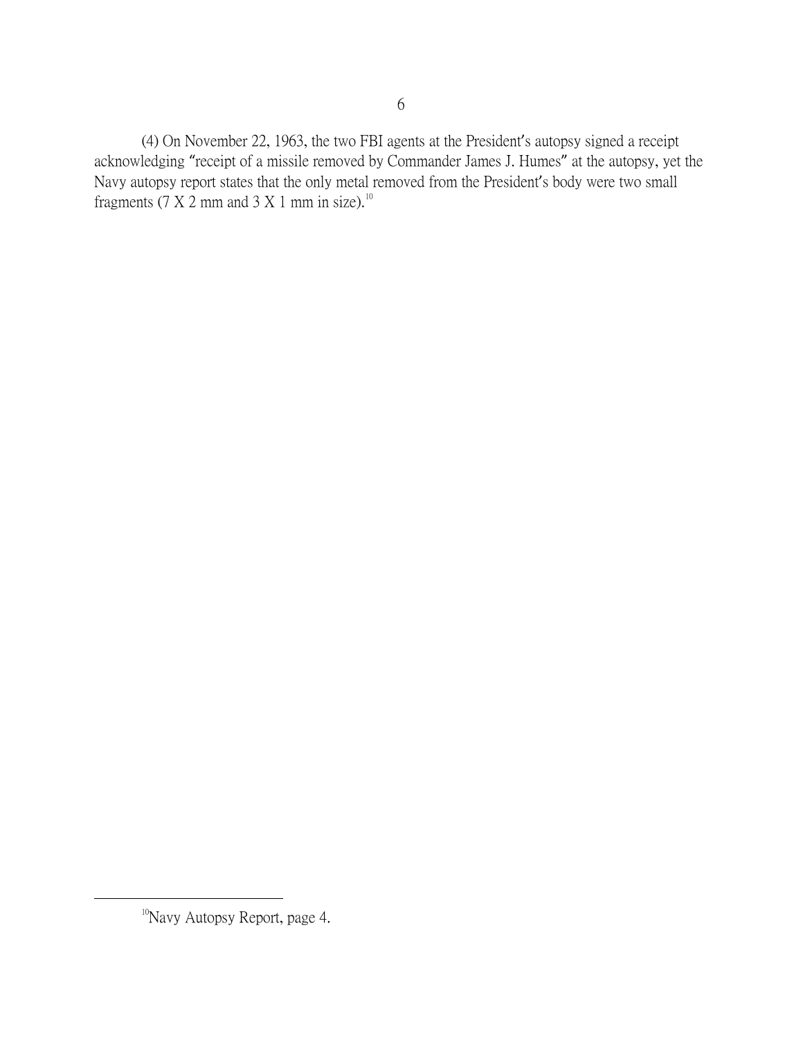(4) On November 22, 1963, the two FBI agents at the President's autopsy signed a receipt acknowledging "receipt of a missile removed by Commander James J. Humes" at the autopsy, yet the Navy autopsy report states that the only metal removed from the President's body were two small fragments (7 X 2 mm and 3 X 1 mm in size).[10]

---

[10] Navy Autopsy Report, page 4.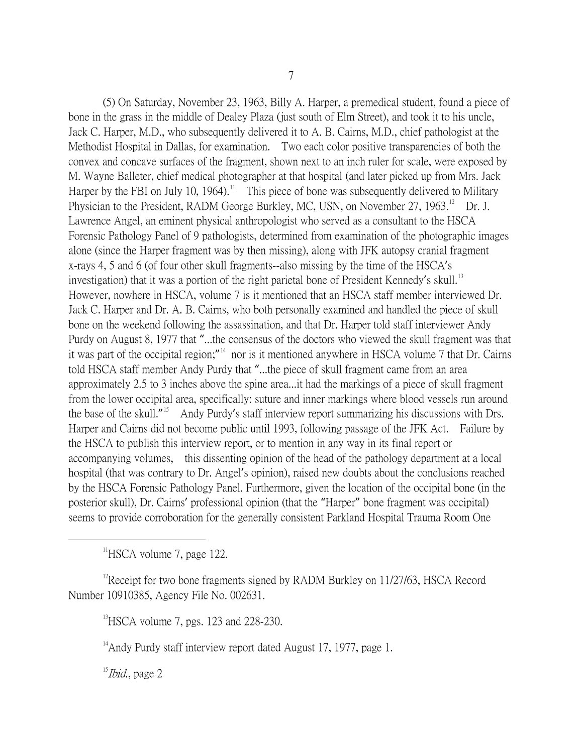(5) On Saturday, November 23, 1963, Billy A. Harper, a premedical student, found a piece of bone in the grass in the middle of Dealey Plaza (just south of Elm Street), and took it to his uncle, Jack C. Harper, M.D., who subsequently delivered it to A. B. Cairns, M.D., chief pathologist at the Methodist Hospital in Dallas, for examination. Two each color positive transparencies of both the convex and concave surfaces of the fragment, shown next to an inch ruler for scale, were exposed by M. Wayne Balleter, chief medical photographer at that hospital (and later picked up from Mrs. Jack Harper by the FBI on July 10, 1964).[11] This piece of bone was subsequently delivered to Military Physician to the President, RADM George Burkley, MC, USN, on November 27, 1963.[12] Dr. J. Lawrence Angel, an eminent physical anthropologist who served as a consultant to the HSCA Forensic Pathology Panel of 9 pathologists, determined from examination of the photographic images alone (since the Harper fragment was by then missing), along with JFK autopsy cranial fragment x-rays 4, 5 and 6 (of four other skull fragments--also missing by the time of the HSCA's investigation) that it was a portion of the right parietal bone of President Kennedy's skull.[13] However, nowhere in HSCA, volume 7 is it mentioned that an HSCA staff member interviewed Dr. Jack C. Harper and Dr. A. B. Cairns, who both personally examined and handled the piece of skull bone on the weekend following the assassination, and that Dr. Harper told staff interviewer Andy Purdy on August 8, 1977 that "...the consensus of the doctors who viewed the skull fragment was that it was part of the occipital region;"[14] nor is it mentioned anywhere in HSCA volume 7 that Dr. Cairns told HSCA staff member Andy Purdy that "...the piece of skull fragment came from an area approximately 2.5 to 3 inches above the spine area...it had the markings of a piece of skull fragment from the lower occipital area, specifically: suture and inner markings where blood vessels run around the base of the skull."[15] Andy Purdy's staff interview report summarizing his discussions with Drs. Harper and Cairns did not become public until 1993, following passage of the JFK Act. Failure by the HSCA to publish this interview report, or to mention in any way in its final report or accompanying volumes, this dissenting opinion of the head of the pathology department at a local hospital (that was contrary to Dr. Angel's opinion), raised new doubts about the conclusions reached by the HSCA Forensic Pathology Panel. Furthermore, given the location of the occipital bone (in the posterior skull), Dr. Cairns' professional opinion (that the "Harper" bone fragment was occipital) seems to provide corroboration for the generally consistent Parkland Hospital Trauma Room One

---

[11] HSCA volume 7, page 122.

[12] Receipt for two bone fragments signed by RADM Burkley on 11/27/63, HSCA Record Number 10910385, Agency File No. 002631.

[13] HSCA volume 7, pgs. 123 and 228-230.

[14] Andy Purdy staff interview report dated August 17, 1977, page 1.

[15] *Ibid.*, page 2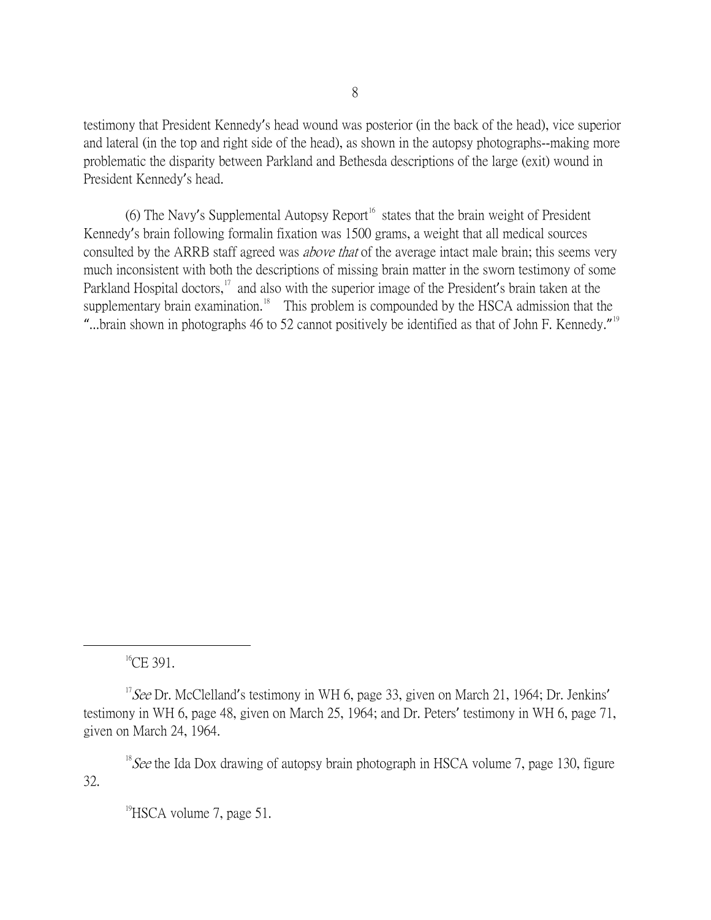testimony that President Kennedy's head wound was posterior (in the back of the head), vice superior and lateral (in the top and right side of the head), as shown in the autopsy photographs--making more problematic the disparity between Parkland and Bethesda descriptions of the large (exit) wound in President Kennedy's head.

(6) The Navy's Supplemental Autopsy Report[16] states that the brain weight of President Kennedy's brain following formalin fixation was 1500 grams, a weight that all medical sources consulted by the ARRB staff agreed was *above that* of the average intact male brain; this seems very much inconsistent with both the descriptions of missing brain matter in the sworn testimony of some Parkland Hospital doctors,[17] and also with the superior image of the President's brain taken at the supplementary brain examination.[18] This problem is compounded by the HSCA admission that the "...brain shown in photographs 46 to 52 cannot positively be identified as that of John F. Kennedy."[19]

---

[16] CE 391.

[17] *See* Dr. McClelland's testimony in WH 6, page 33, given on March 21, 1964; Dr. Jenkins' testimony in WH 6, page 48, given on March 25, 1964; and Dr. Peters' testimony in WH 6, page 71, given on March 24, 1964.

[18] *See* the Ida Dox drawing of autopsy brain photograph in HSCA volume 7, page 130, figure 32.

[19] HSCA volume 7, page 51.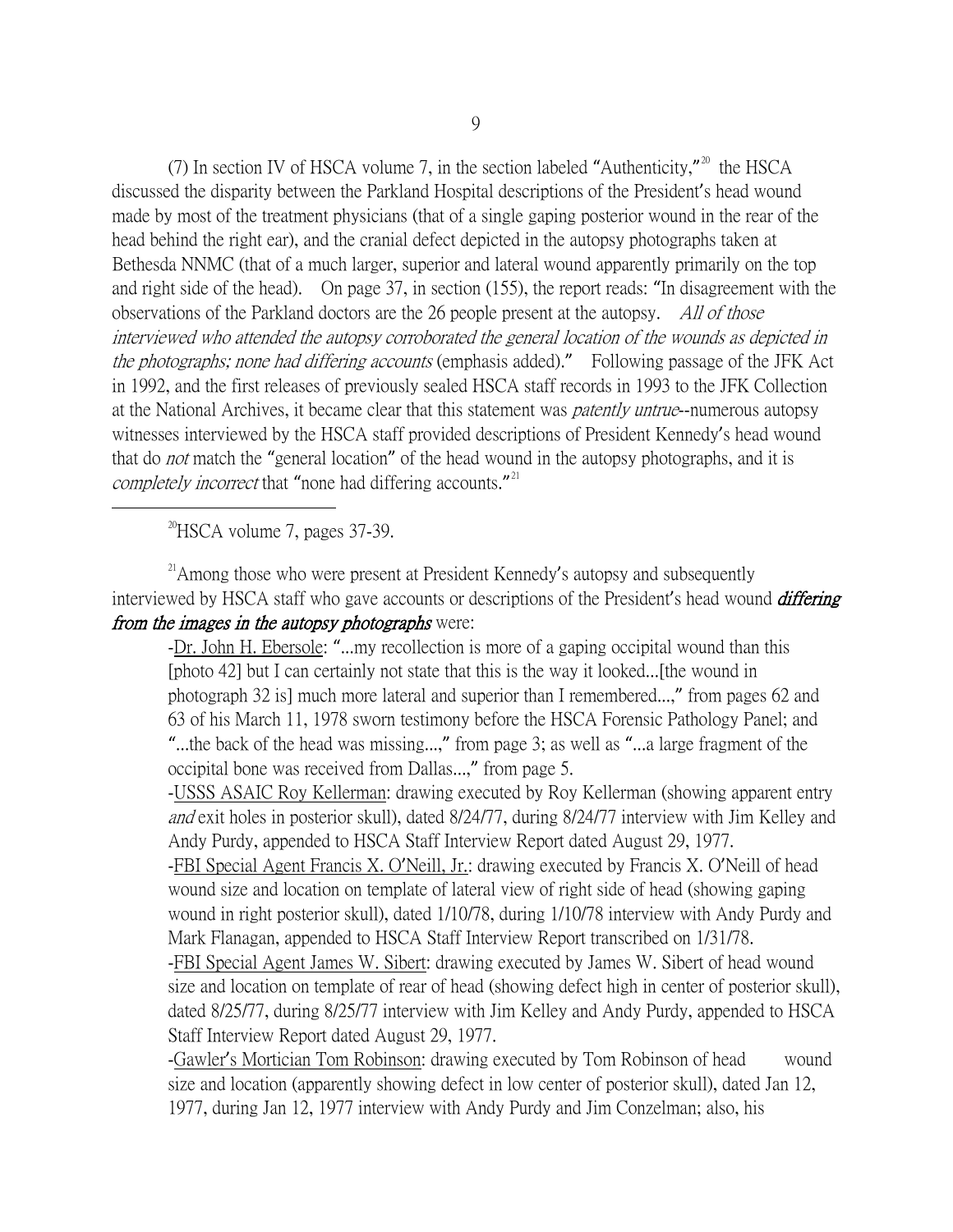(7) In section IV of HSCA volume 7, in the section labeled "Authenticity,"[20] the HSCA discussed the disparity between the Parkland Hospital descriptions of the President's head wound made by most of the treatment physicians (that of a single gaping posterior wound in the rear of the head behind the right ear), and the cranial defect depicted in the autopsy photographs taken at Bethesda NNMC (that of a much larger, superior and lateral wound apparently primarily on the top and right side of the head). On page 37, in section (155), the report reads: "In disagreement with the observations of the Parkland doctors are the 26 people present at the autopsy. *All of those interviewed who attended the autopsy corroborated the general location of the wounds as depicted in the photographs; none had differing accounts* (emphasis added)." Following passage of the JFK Act in 1992, and the first releases of previously sealed HSCA staff records in 1993 to the JFK Collection at the National Archives, it became clear that this statement was *patently untrue*--numerous autopsy witnesses interviewed by the HSCA staff provided descriptions of President Kennedy's head wound that do *not* match the "general location" of the head wound in the autopsy photographs, and it is *completely incorrect* that "none had differing accounts."[21]

---

[20] HSCA volume 7, pages 37-39.

[21] Among those who were present at President Kennedy's autopsy and subsequently interviewed by HSCA staff who gave accounts or descriptions of the President's head wound ***differing from the images in the autopsy photographs*** were:

-<u>Dr. John H. Ebersole</u>: "...my recollection is more of a gaping occipital wound than this [photo 42] but I can certainly not state that this is the way it looked...[the wound in photograph 32 is] much more lateral and superior than I remembered...," from pages 62 and 63 of his March 11, 1978 sworn testimony before the HSCA Forensic Pathology Panel; and "...the back of the head was missing...," from page 3; as well as "...a large fragment of the occipital bone was received from Dallas...," from page 5.

-<u>USSS ASAIC Roy Kellerman</u>: drawing executed by Roy Kellerman (showing apparent entry *and* exit holes in posterior skull), dated 8/24/77, during 8/24/77 interview with Jim Kelley and Andy Purdy, appended to HSCA Staff Interview Report dated August 29, 1977.

-<u>FBI Special Agent Francis X. O'Neill, Jr.</u>: drawing executed by Francis X. O'Neill of head wound size and location on template of lateral view of right side of head (showing gaping wound in right posterior skull), dated 1/10/78, during 1/10/78 interview with Andy Purdy and Mark Flanagan, appended to HSCA Staff Interview Report transcribed on 1/31/78.

-<u>FBI Special Agent James W. Sibert</u>: drawing executed by James W. Sibert of head wound size and location on template of rear of head (showing defect high in center of posterior skull), dated 8/25/77, during 8/25/77 interview with Jim Kelley and Andy Purdy, appended to HSCA Staff Interview Report dated August 29, 1977.

-<u>Gawler's Mortician Tom Robinson</u>: drawing executed by Tom Robinson of head wound size and location (apparently showing defect in low center of posterior skull), dated Jan 12, 1977, during Jan 12, 1977 interview with Andy Purdy and Jim Conzelman; also, his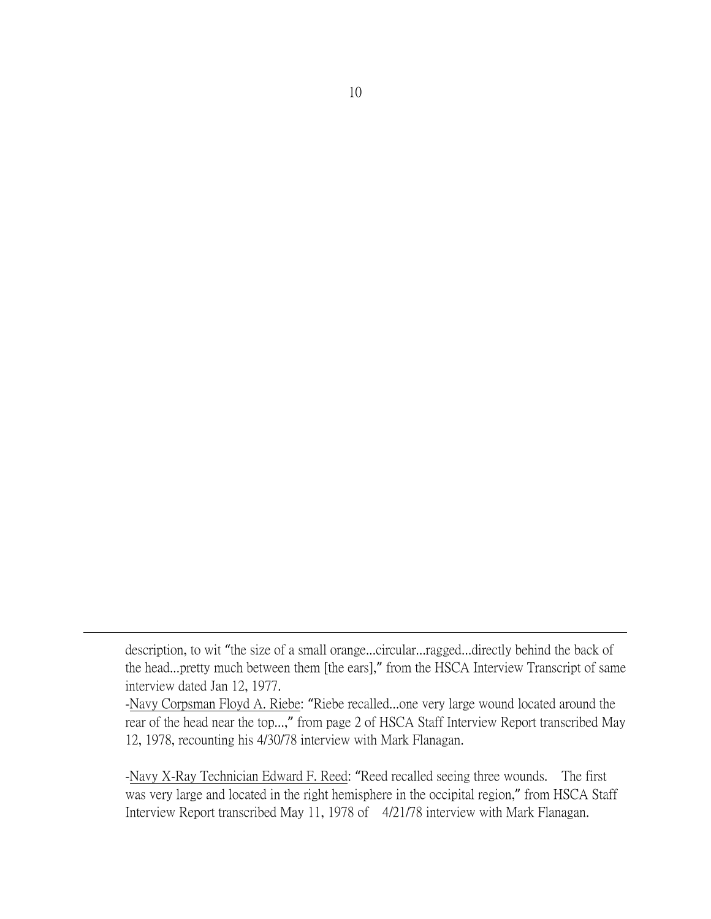description, to wit "the size of a small orange...circular...ragged...directly behind the back of the head...pretty much between them [the ears]," from the HSCA Interview Transcript of same interview dated Jan 12, 1977.

-Navy Corpsman Floyd A. Riebe: "Riebe recalled...one very large wound located around the rear of the head near the top...," from page 2 of HSCA Staff Interview Report transcribed May 12, 1978, recounting his 4/30/78 interview with Mark Flanagan.

-Navy X-Ray Technician Edward F. Reed: "Reed recalled seeing three wounds. The first was very large and located in the right hemisphere in the occipital region," from HSCA Staff Interview Report transcribed May 11, 1978 of 4/21/78 interview with Mark Flanagan.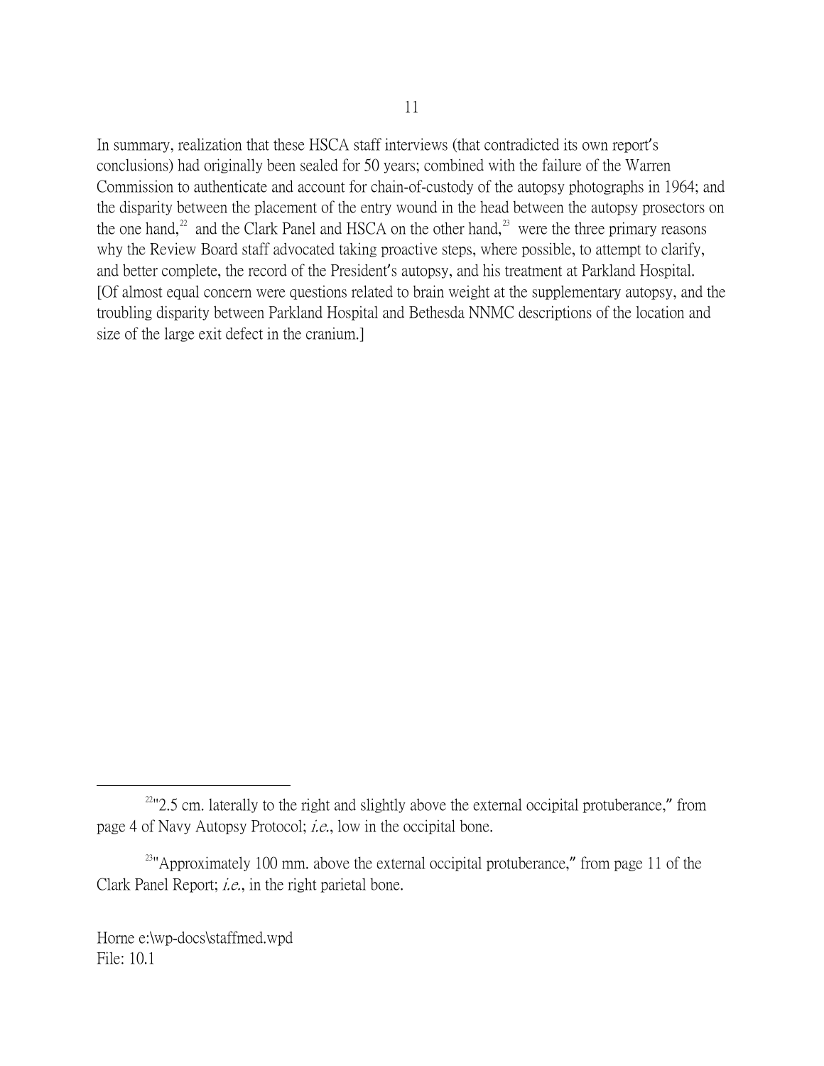In summary, realization that these HSCA staff interviews (that contradicted its own report's conclusions) had originally been sealed for 50 years; combined with the failure of the Warren Commission to authenticate and account for chain-of-custody of the autopsy photographs in 1964; and the disparity between the placement of the entry wound in the head between the autopsy prosectors on the one hand,[22] and the Clark Panel and HSCA on the other hand,[23] were the three primary reasons why the Review Board staff advocated taking proactive steps, where possible, to attempt to clarify, and better complete, the record of the President's autopsy, and his treatment at Parkland Hospital. [Of almost equal concern were questions related to brain weight at the supplementary autopsy, and the troubling disparity between Parkland Hospital and Bethesda NNMC descriptions of the location and size of the large exit defect in the cranium.]

---

[22] "2.5 cm. laterally to the right and slightly above the external occipital protuberance," from page 4 of Navy Autopsy Protocol; *i.e.*, low in the occipital bone.

[23] "Approximately 100 mm. above the external occipital protuberance," from page 11 of the Clark Panel Report; *i.e.*, in the right parietal bone.

Horne e:\wp-docs\staffmed.wpd
File: 10.1